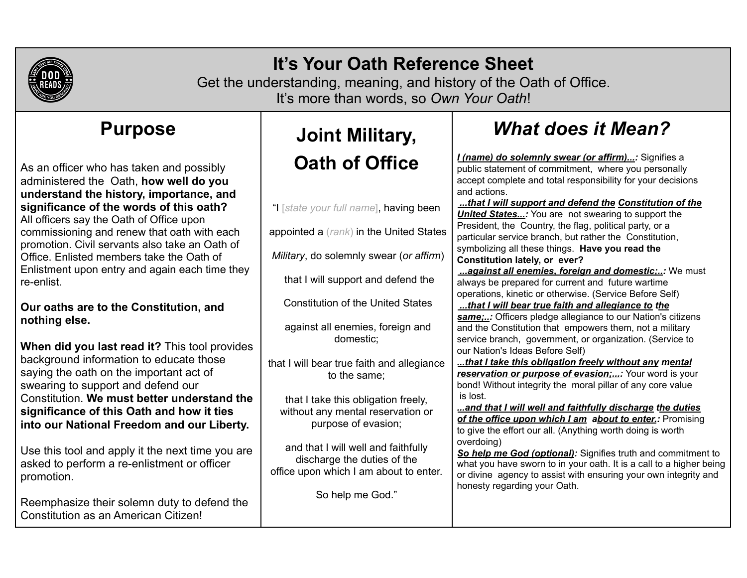# It's Your Oath Reference Sheet

Get the understanding, meaning, and history of the Oath of Office.
It's more than words, so *Own Your Oath*!

## Purpose

As an officer who has taken and possibly administered the Oath, **how well do you understand the history, importance, and significance of the words of this oath?** All officers say the Oath of Office upon commissioning and renew that oath with each promotion. Civil servants also take an Oath of Office. Enlisted members take the Oath of Enlistment upon entry and again each time they re-enlist.

**Our oaths are to the Constitution, and nothing else.**

**When did you last read it?** This tool provides background information to educate those saying the oath on the important act of swearing to support and defend our Constitution. **We must better understand the significance of this Oath and how it ties into our National Freedom and our Liberty.**

Use this tool and apply it the next time you are asked to perform a re-enlistment or officer promotion.

Reemphasize their solemn duty to defend the Constitution as an American Citizen!

## Joint Military, Oath of Office

"I [*state your full name*], having been appointed a (*rank*) in the United States *Military*, do solemnly swear (*or affirm*) that I will support and defend the Constitution of the United States against all enemies, foreign and domestic;

that I will bear true faith and allegiance to the same;

that I take this obligation freely, without any mental reservation or purpose of evasion;

and that I will well and faithfully discharge the duties of the office upon which I am about to enter.

So help me God."

## *What does it Mean?*

***I (name) do solemnly swear (or affirm)...:*** Signifies a public statement of commitment, where you personally accept complete and total responsibility for your decisions and actions.

***...that I will support and defend the Constitution of the United States...:*** You are not swearing to support the President, the Country, the flag, political party, or a particular service branch, but rather the Constitution, symbolizing all these things. **Have you read the Constitution lately, or ever?**

***...against all enemies, foreign and domestic;..:*** We must always be prepared for current and future wartime operations, kinetic or otherwise. (Service Before Self)

***...that I will bear true faith and allegiance to the same;..:*** Officers pledge allegiance to our Nation's citizens and the Constitution that empowers them, not a military service branch, government, or organization. (Service to our Nation's Ideas Before Self)

***...that I take this obligation freely without any mental reservation or purpose of evasion;...:*** Your word is your bond! Without integrity the moral pillar of any core value is lost.

***...and that I will well and faithfully discharge the duties of the office upon which I am about to enter.:*** Promising to give the effort our all. (Anything worth doing is worth overdoing)

***So help me God (optional):*** Signifies truth and commitment to what you have sworn to in your oath. It is a call to a higher being or divine agency to assist with ensuring your own integrity and honesty regarding your Oath.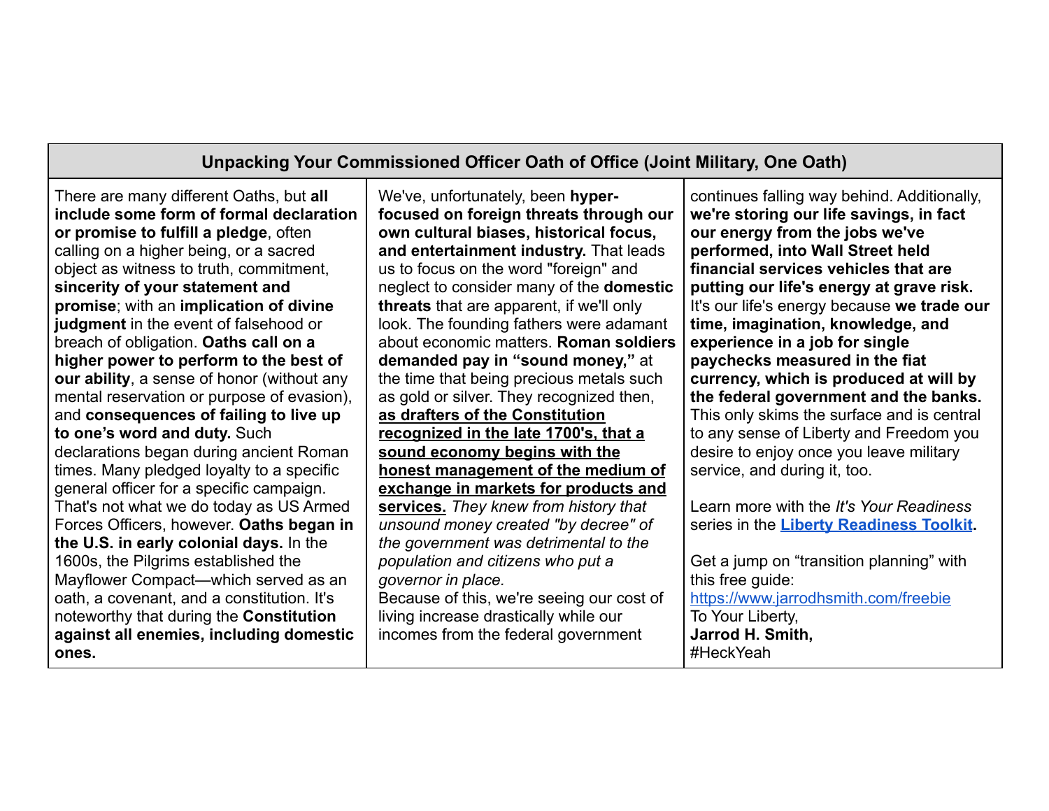## Unpacking Your Commissioned Officer Oath of Office (Joint Military, One Oath)

There are many different Oaths, but **all include some form of formal declaration or promise to fulfill a pledge**, often calling on a higher being, or a sacred object as witness to truth, commitment, **sincerity of your statement and promise**; with an **implication of divine judgment** in the event of falsehood or breach of obligation. **Oaths call on a higher power to perform to the best of our ability**, a sense of honor (without any mental reservation or purpose of evasion), and **consequences of failing to live up to one's word and duty.** Such declarations began during ancient Roman times. Many pledged loyalty to a specific general officer for a specific campaign. That's not what we do today as US Armed Forces Officers, however. **Oaths began in the U.S. in early colonial days.** In the 1600s, the Pilgrims established the Mayflower Compact—which served as an oath, a covenant, and a constitution. It's noteworthy that during the **Constitution against all enemies, including domestic ones.**

We've, unfortunately, been **hyper-focused on foreign threats through our own cultural biases, historical focus, and entertainment industry.** That leads us to focus on the word "foreign" and neglect to consider many of the **domestic threats** that are apparent, if we'll only look. The founding fathers were adamant about economic matters. **Roman soldiers demanded pay in "sound money,"** at the time that being precious metals such as gold or silver. They recognized then, <u>**as drafters of the Constitution recognized in the late 1700's, that a sound economy begins with the honest management of the medium of exchange in markets for products and services.**</u> *They knew from history that unsound money created "by decree" of the government was detrimental to the population and citizens who put a governor in place.*
Because of this, we're seeing our cost of living increase drastically while our incomes from the federal government continues falling way behind. Additionally, **we're storing our life savings, in fact our energy from the jobs we've performed, into Wall Street held financial services vehicles that are putting our life's energy at grave risk.** It's our life's energy because **we trade our time, imagination, knowledge, and experience in a job for single paychecks measured in the fiat currency, which is produced at will by the federal government and the banks.** This only skims the surface and is central to any sense of Liberty and Freedom you desire to enjoy once you leave military service, and during it, too.

Learn more with the *It's Your Readiness* series in the [**Liberty Readiness Toolkit**](#).

Get a jump on "transition planning" with this free guide:
[https://www.jarrodhsmith.com/freebie](https://www.jarrodhsmith.com/freebie)
To Your Liberty,
**Jarrod H. Smith,**
#HeckYeah